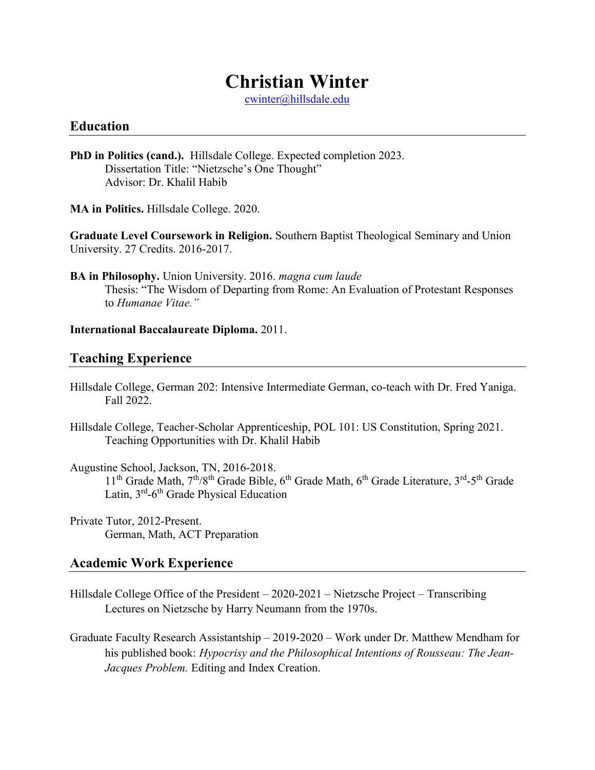# Christian Winter

cwinter@hillsdale.edu

## Education

**PhD in Politics (cand.).** Hillsdale College. Expected completion 2023.
Dissertation Title: "Nietzsche's One Thought"
Advisor: Dr. Khalil Habib

**MA in Politics.** Hillsdale College. 2020.

**Graduate Level Coursework in Religion.** Southern Baptist Theological Seminary and Union University. 27 Credits. 2016-2017.

**BA in Philosophy.** Union University. 2016. *magna cum laude*
Thesis: "The Wisdom of Departing from Rome: An Evaluation of Protestant Responses to *Humanae Vitae.*"

**International Baccalaureate Diploma.** 2011.

## Teaching Experience

Hillsdale College, German 202: Intensive Intermediate German, co-teach with Dr. Fred Yaniga. Fall 2022.

Hillsdale College, Teacher-Scholar Apprenticeship, POL 101: US Constitution, Spring 2021.
Teaching Opportunities with Dr. Khalil Habib

Augustine School, Jackson, TN, 2016-2018.
11th Grade Math, 7th/8th Grade Bible, 6th Grade Math, 6th Grade Literature, 3rd-5th Grade Latin, 3rd-6th Grade Physical Education

Private Tutor, 2012-Present.
German, Math, ACT Preparation

## Academic Work Experience

Hillsdale College Office of the President – 2020-2021 – Nietzsche Project – Transcribing Lectures on Nietzsche by Harry Neumann from the 1970s.

Graduate Faculty Research Assistantship – 2019-2020 – Work under Dr. Matthew Mendham for his published book: *Hypocrisy and the Philosophical Intentions of Rousseau: The Jean-Jacques Problem.* Editing and Index Creation.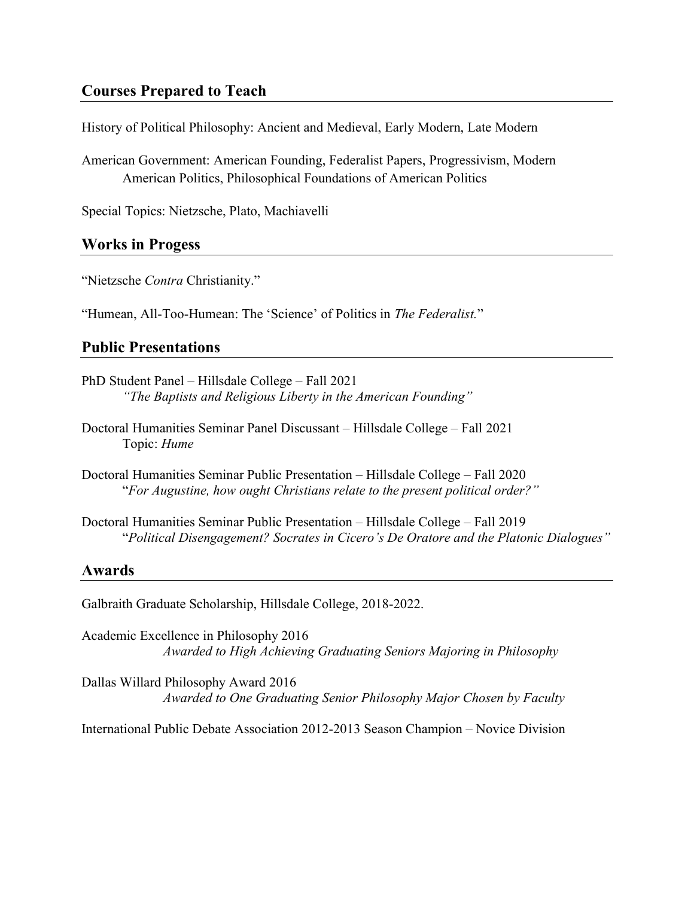## Courses Prepared to Teach

History of Political Philosophy: Ancient and Medieval, Early Modern, Late Modern

American Government: American Founding, Federalist Papers, Progressivism, Modern American Politics, Philosophical Foundations of American Politics

Special Topics: Nietzsche, Plato, Machiavelli

## Works in Progess

"Nietzsche *Contra* Christianity."

"Humean, All-Too-Humean: The 'Science' of Politics in *The Federalist.*"

## Public Presentations

PhD Student Panel – Hillsdale College – Fall 2021
*"The Baptists and Religious Liberty in the American Founding"*

Doctoral Humanities Seminar Panel Discussant – Hillsdale College – Fall 2021
Topic: *Hume*

Doctoral Humanities Seminar Public Presentation – Hillsdale College – Fall 2020
"*For Augustine, how ought Christians relate to the present political order?"*

Doctoral Humanities Seminar Public Presentation – Hillsdale College – Fall 2019
"*Political Disengagement? Socrates in Cicero's De Oratore and the Platonic Dialogues"*

## Awards

Galbraith Graduate Scholarship, Hillsdale College, 2018-2022.

Academic Excellence in Philosophy 2016
*Awarded to High Achieving Graduating Seniors Majoring in Philosophy*

Dallas Willard Philosophy Award 2016
*Awarded to One Graduating Senior Philosophy Major Chosen by Faculty*

International Public Debate Association 2012-2013 Season Champion – Novice Division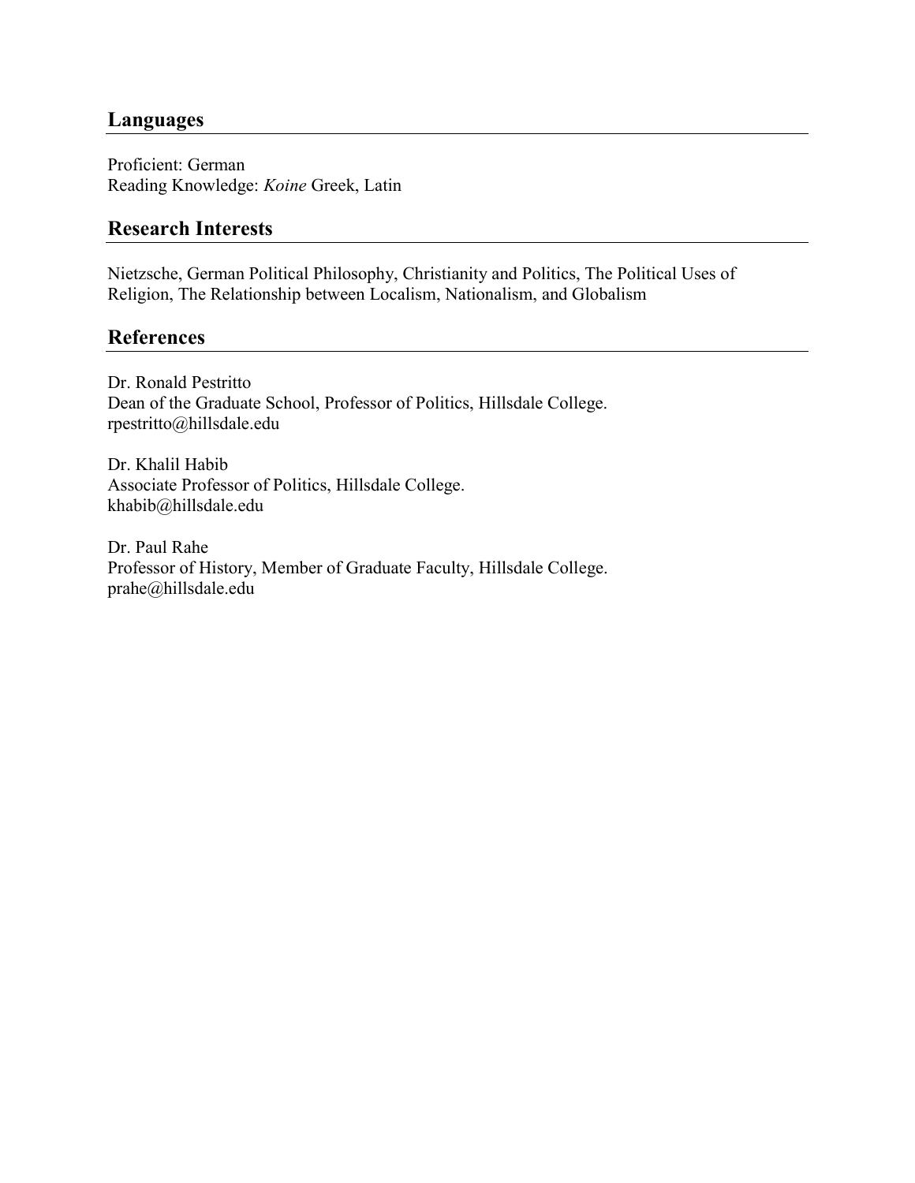## Languages

Proficient: German
Reading Knowledge: *Koine* Greek, Latin

## Research Interests

Nietzsche, German Political Philosophy, Christianity and Politics, The Political Uses of Religion, The Relationship between Localism, Nationalism, and Globalism

## References

Dr. Ronald Pestritto
Dean of the Graduate School, Professor of Politics, Hillsdale College.
rpestritto@hillsdale.edu

Dr. Khalil Habib
Associate Professor of Politics, Hillsdale College.
khabib@hillsdale.edu

Dr. Paul Rahe
Professor of History, Member of Graduate Faculty, Hillsdale College.
prahe@hillsdale.edu